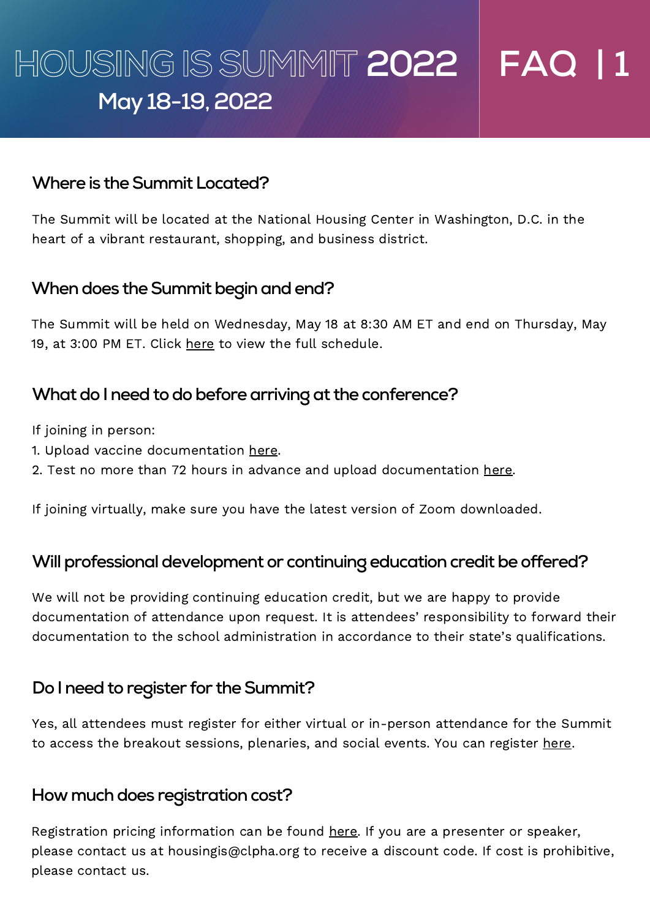# HOUSING IS SUMMIT 2022

May 18-19, 2022

FAQ

## Where is the Summit Located?

The Summit will be located at the National Housing Center in Washington, D.C. in the heart of a vibrant restaurant, shopping, and business district.

## When does the Summit begin and end?

The Summit will be held on Wednesday, May 18 at 8:30 AM ET and end on Thursday, May 19, at 3:00 PM ET. Click here to view the full schedule.

## What do I need to do before arriving at the conference?

If joining in person:

1. Upload vaccine documentation here.
2. Test no more than 72 hours in advance and upload documentation here.

If joining virtually, make sure you have the latest version of Zoom downloaded.

## Will professional development or continuing education credit be offered?

We will not be providing continuing education credit, but we are happy to provide documentation of attendance upon request. It is attendees' responsibility to forward their documentation to the school administration in accordance to their state's qualifications.

## Do I need to register for the Summit?

Yes, all attendees must register for either virtual or in-person attendance for the Summit to access the breakout sessions, plenaries, and social events. You can register here.

## How much does registration cost?

Registration pricing information can be found here. If you are a presenter or speaker, please contact us at housingis@clpha.org to receive a discount code. If cost is prohibitive, please contact us.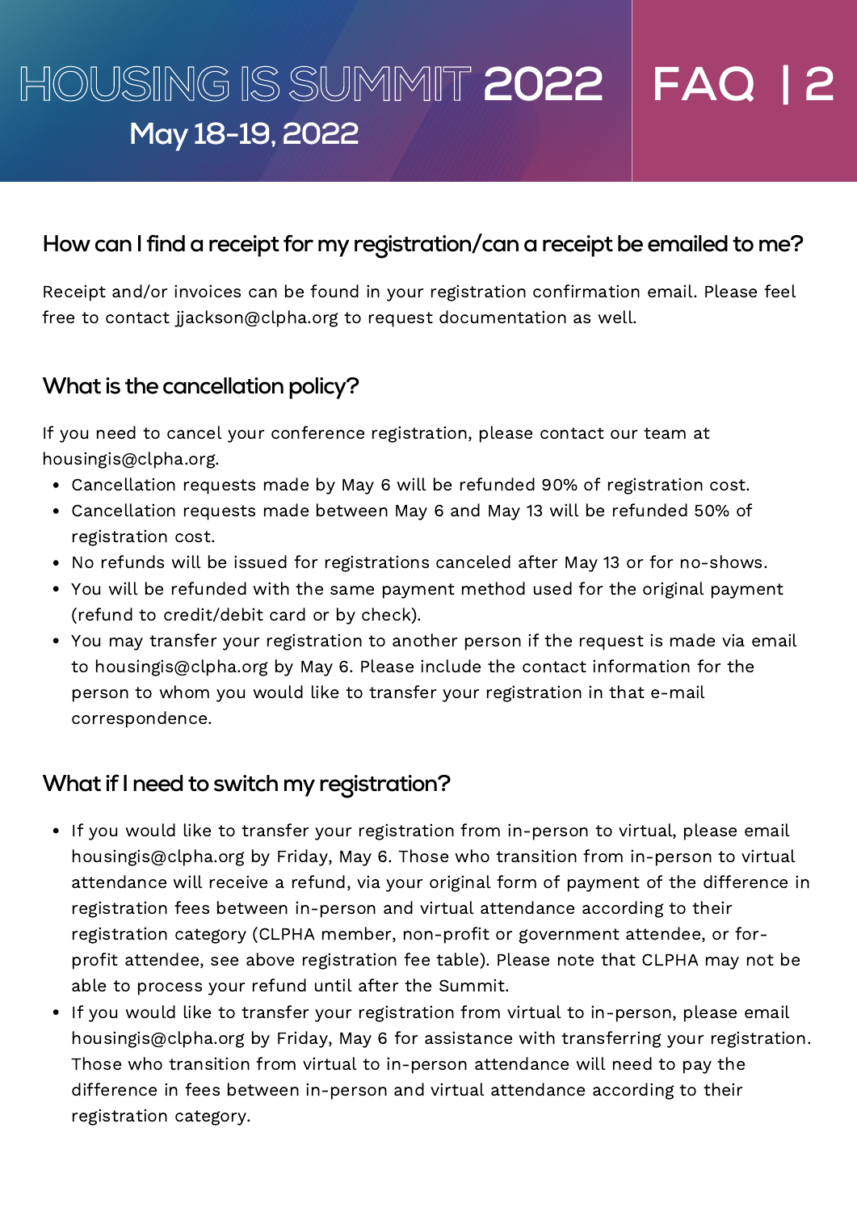## How can I find a receipt for my registration/can a receipt be emailed to me?

Receipt and/or invoices can be found in your registration confirmation email. Please feel free to contact jjackson@clpha.org to request documentation as well.

## What is the cancellation policy?

If you need to cancel your conference registration, please contact our team at housingis@clpha.org.

- Cancellation requests made by May 6 will be refunded 90% of registration cost.
- Cancellation requests made between May 6 and May 13 will be refunded 50% of registration cost.
- No refunds will be issued for registrations canceled after May 13 or for no-shows.
- You will be refunded with the same payment method used for the original payment (refund to credit/debit card or by check).
- You may transfer your registration to another person if the request is made via email to housingis@clpha.org by May 6. Please include the contact information for the person to whom you would like to transfer your registration in that e-mail correspondence.

## What if I need to switch my registration?

- If you would like to transfer your registration from in-person to virtual, please email housingis@clpha.org by Friday, May 6. Those who transition from in-person to virtual attendance will receive a refund, via your original form of payment of the difference in registration fees between in-person and virtual attendance according to their registration category (CLPHA member, non-profit or government attendee, or for-profit attendee, see above registration fee table). Please note that CLPHA may not be able to process your refund until after the Summit.
- If you would like to transfer your registration from virtual to in-person, please email housingis@clpha.org by Friday, May 6 for assistance with transferring your registration. Those who transition from virtual to in-person attendance will need to pay the difference in fees between in-person and virtual attendance according to their registration category.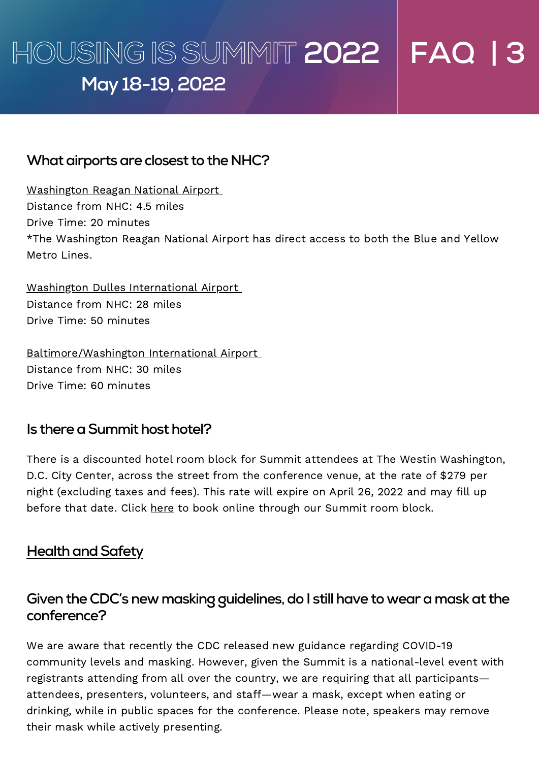## What airports are closest to the NHC?

Washington Reagan National Airport
Distance from NHC: 4.5 miles
Drive Time: 20 minutes
*The Washington Reagan National Airport has direct access to both the Blue and Yellow Metro Lines.

Washington Dulles International Airport
Distance from NHC: 28 miles
Drive Time: 50 minutes

Baltimore/Washington International Airport
Distance from NHC: 30 miles
Drive Time: 60 minutes

## Is there a Summit host hotel?

There is a discounted hotel room block for Summit attendees at The Westin Washington, D.C. City Center, across the street from the conference venue, at the rate of $279 per night (excluding taxes and fees). This rate will expire on April 26, 2022 and may fill up before that date. Click here to book online through our Summit room block.

# Health and Safety

## Given the CDC's new masking guidelines, do I still have to wear a mask at the conference?

We are aware that recently the CDC released new guidance regarding COVID-19 community levels and masking. However, given the Summit is a national-level event with registrants attending from all over the country, we are requiring that all participants—attendees, presenters, volunteers, and staff—wear a mask, except when eating or drinking, while in public spaces for the conference. Please note, speakers may remove their mask while actively presenting.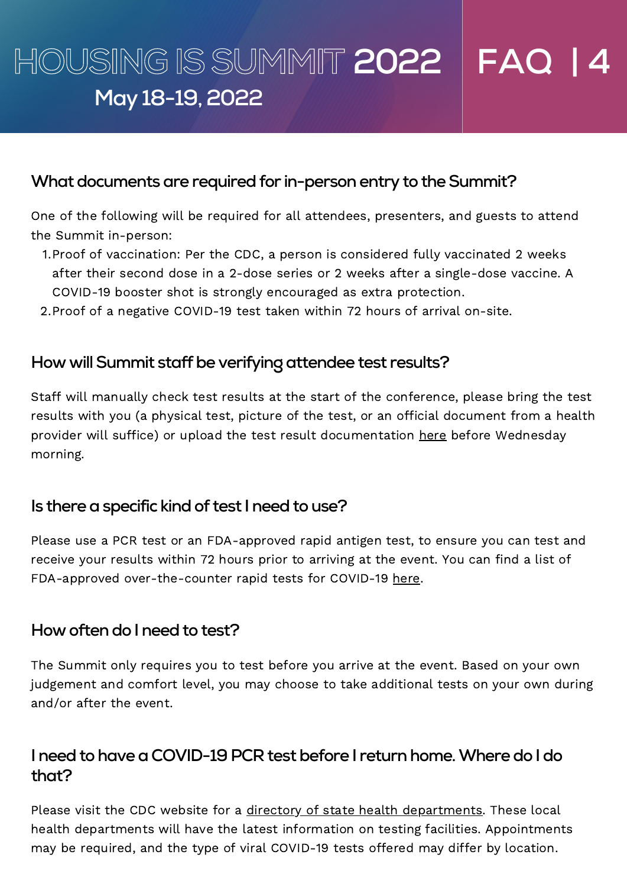## What documents are required for in-person entry to the Summit?

One of the following will be required for all attendees, presenters, and guests to attend the Summit in-person:

1. Proof of vaccination: Per the CDC, a person is considered fully vaccinated 2 weeks after their second dose in a 2-dose series or 2 weeks after a single-dose vaccine. A COVID-19 booster shot is strongly encouraged as extra protection.
2. Proof of a negative COVID-19 test taken within 72 hours of arrival on-site.

## How will Summit staff be verifying attendee test results?

Staff will manually check test results at the start of the conference, please bring the test results with you (a physical test, picture of the test, or an official document from a health provider will suffice) or upload the test result documentation here before Wednesday morning.

## Is there a specific kind of test I need to use?

Please use a PCR test or an FDA-approved rapid antigen test, to ensure you can test and receive your results within 72 hours prior to arriving at the event. You can find a list of FDA-approved over-the-counter rapid tests for COVID-19 here.

## How often do I need to test?

The Summit only requires you to test before you arrive at the event. Based on your own judgement and comfort level, you may choose to take additional tests on your own during and/or after the event.

## I need to have a COVID-19 PCR test before I return home. Where do I do that?

Please visit the CDC website for a directory of state health departments. These local health departments will have the latest information on testing facilities. Appointments may be required, and the type of viral COVID-19 tests offered may differ by location.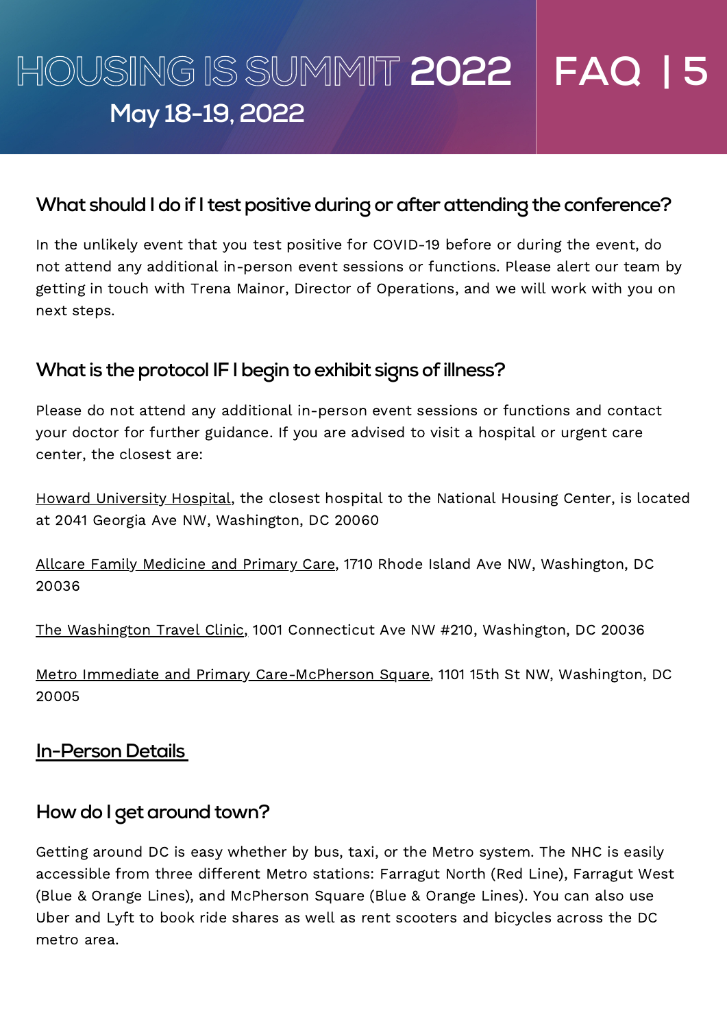## What should I do if I test positive during or after attending the conference?

In the unlikely event that you test positive for COVID-19 before or during the event, do not attend any additional in-person event sessions or functions. Please alert our team by getting in touch with Trena Mainor, Director of Operations, and we will work with you on next steps.

## What is the protocol IF I begin to exhibit signs of illness?

Please do not attend any additional in-person event sessions or functions and contact your doctor for further guidance. If you are advised to visit a hospital or urgent care center, the closest are:

Howard University Hospital, the closest hospital to the National Housing Center, is located at 2041 Georgia Ave NW, Washington, DC 20060

Allcare Family Medicine and Primary Care, 1710 Rhode Island Ave NW, Washington, DC 20036

The Washington Travel Clinic, 1001 Connecticut Ave NW #210, Washington, DC 20036

Metro Immediate and Primary Care-McPherson Square, 1101 15th St NW, Washington, DC 20005

## In-Person Details

## How do I get around town?

Getting around DC is easy whether by bus, taxi, or the Metro system. The NHC is easily accessible from three different Metro stations: Farragut North (Red Line), Farragut West (Blue & Orange Lines), and McPherson Square (Blue & Orange Lines). You can also use Uber and Lyft to book ride shares as well as rent scooters and bicycles across the DC metro area.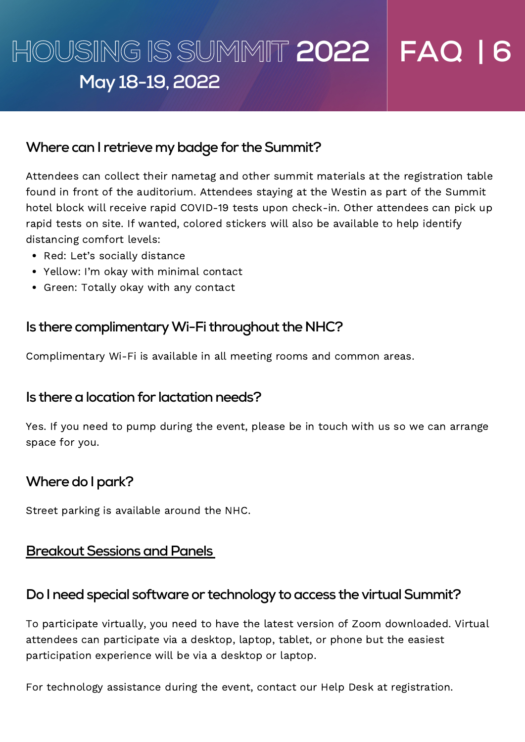## Where can I retrieve my badge for the Summit?

Attendees can collect their nametag and other summit materials at the registration table found in front of the auditorium. Attendees staying at the Westin as part of the Summit hotel block will receive rapid COVID-19 tests upon check-in. Other attendees can pick up rapid tests on site. If wanted, colored stickers will also be available to help identify distancing comfort levels:

- Red: Let's socially distance
- Yellow: I'm okay with minimal contact
- Green: Totally okay with any contact

## Is there complimentary Wi-Fi throughout the NHC?

Complimentary Wi-Fi is available in all meeting rooms and common areas.

## Is there a location for lactation needs?

Yes. If you need to pump during the event, please be in touch with us so we can arrange space for you.

## Where do I park?

Street parking is available around the NHC.

# Breakout Sessions and Panels

## Do I need special software or technology to access the virtual Summit?

To participate virtually, you need to have the latest version of Zoom downloaded. Virtual attendees can participate via a desktop, laptop, tablet, or phone but the easiest participation experience will be via a desktop or laptop.

For technology assistance during the event, contact our Help Desk at registration.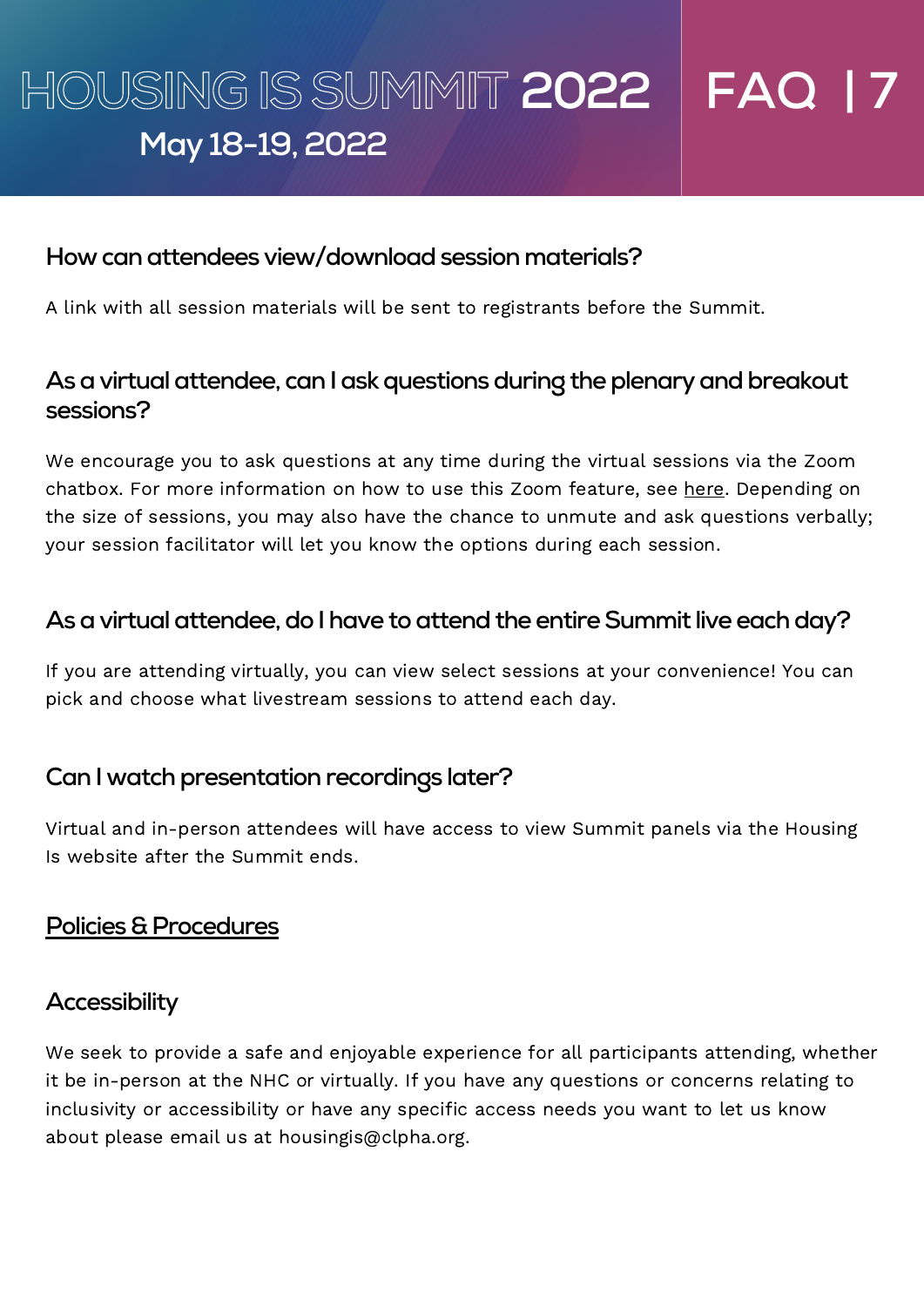### How can attendees view/download session materials?

A link with all session materials will be sent to registrants before the Summit.

### As a virtual attendee, can I ask questions during the plenary and breakout sessions?

We encourage you to ask questions at any time during the virtual sessions via the Zoom chatbox. For more information on how to use this Zoom feature, see here. Depending on the size of sessions, you may also have the chance to unmute and ask questions verbally; your session facilitator will let you know the options during each session.

### As a virtual attendee, do I have to attend the entire Summit live each day?

If you are attending virtually, you can view select sessions at your convenience! You can pick and choose what livestream sessions to attend each day.

### Can I watch presentation recordings later?

Virtual and in-person attendees will have access to view Summit panels via the Housing Is website after the Summit ends.

## Policies & Procedures

### Accessibility

We seek to provide a safe and enjoyable experience for all participants attending, whether it be in-person at the NHC or virtually. If you have any questions or concerns relating to inclusivity or accessibility or have any specific access needs you want to let us know about please email us at housingis@clpha.org.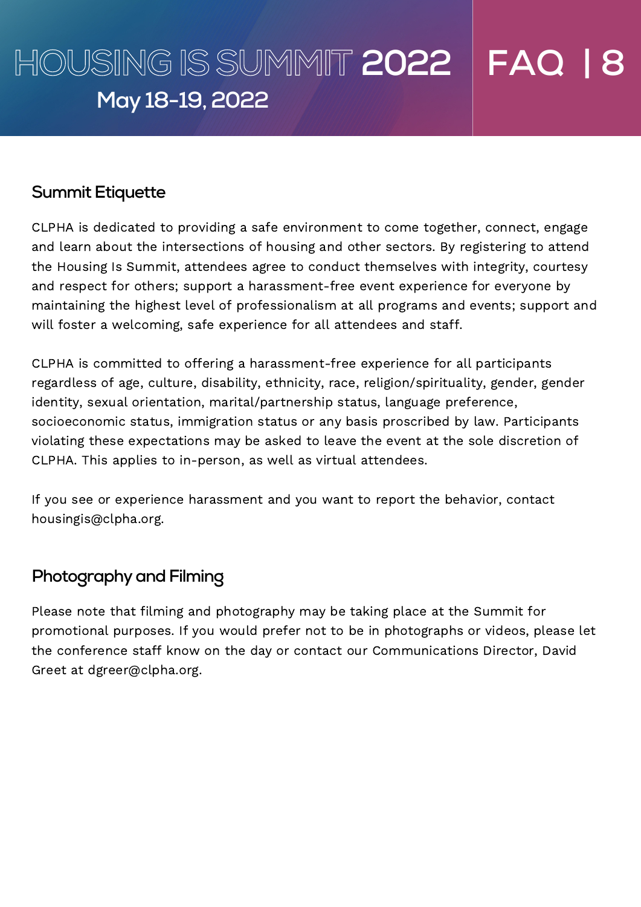## Summit Etiquette

CLPHA is dedicated to providing a safe environment to come together, connect, engage and learn about the intersections of housing and other sectors. By registering to attend the Housing Is Summit, attendees agree to conduct themselves with integrity, courtesy and respect for others; support a harassment-free event experience for everyone by maintaining the highest level of professionalism at all programs and events; support and will foster a welcoming, safe experience for all attendees and staff.

CLPHA is committed to offering a harassment-free experience for all participants regardless of age, culture, disability, ethnicity, race, religion/spirituality, gender, gender identity, sexual orientation, marital/partnership status, language preference, socioeconomic status, immigration status or any basis proscribed by law. Participants violating these expectations may be asked to leave the event at the sole discretion of CLPHA. This applies to in-person, as well as virtual attendees.

If you see or experience harassment and you want to report the behavior, contact housingis@clpha.org.

## Photography and Filming

Please note that filming and photography may be taking place at the Summit for promotional purposes. If you would prefer not to be in photographs or videos, please let the conference staff know on the day or contact our Communications Director, David Greet at dgreer@clpha.org.